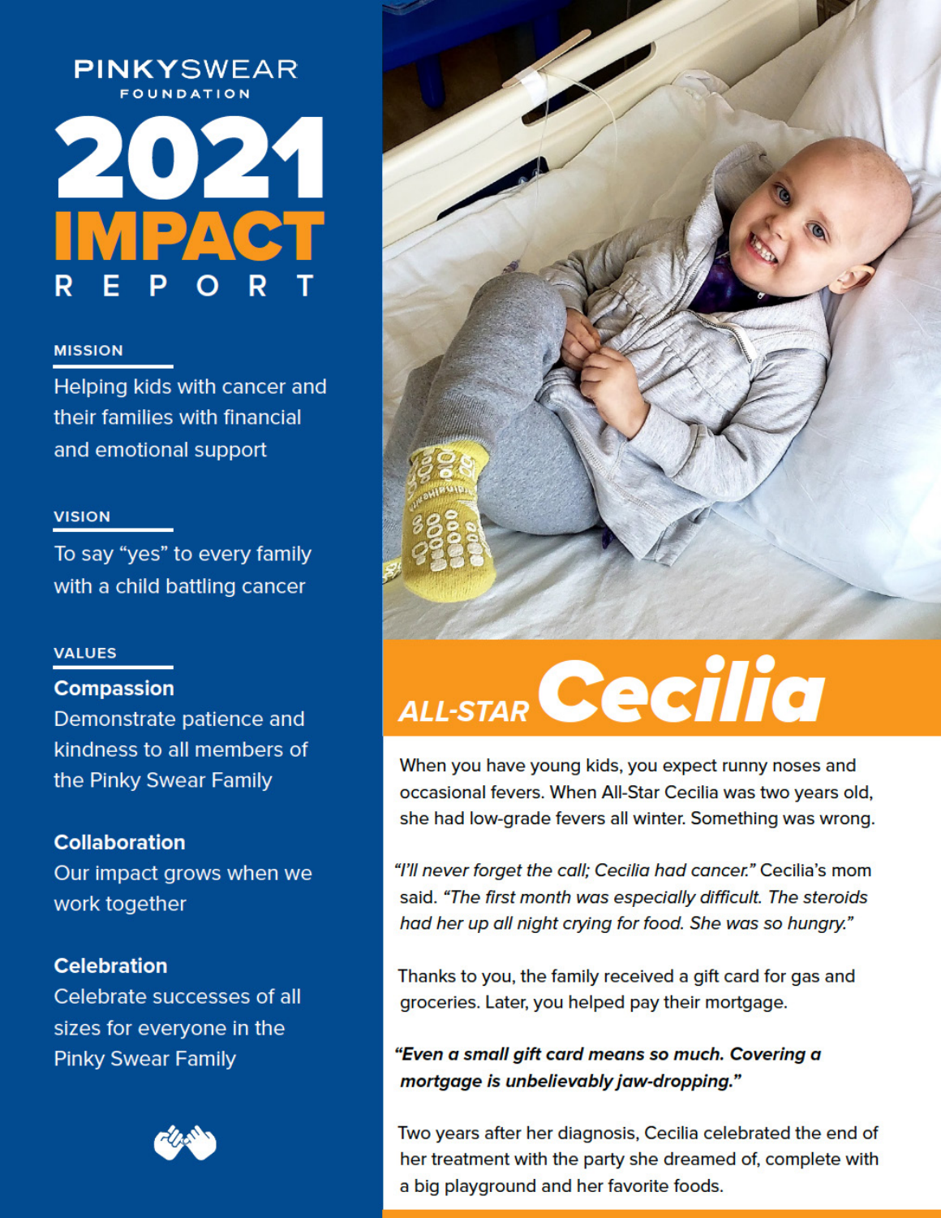# PINKYSWEAR FOUNDATION

# 2021 IMPACT REPORT

## MISSION

Helping kids with cancer and their families with financial and emotional support

## VISION

To say "yes" to every family with a child battling cancer

## VALUES

**Compassion**
Demonstrate patience and kindness to all members of the Pinky Swear Family

**Collaboration**
Our impact grows when we work together

**Celebration**
Celebrate successes of all sizes for everyone in the Pinky Swear Family

## ALL-STAR Cecilia

When you have young kids, you expect runny noses and occasional fevers. When All-Star Cecilia was two years old, she had low-grade fevers all winter. Something was wrong.

*"I'll never forget the call; Cecilia had cancer."* Cecilia's mom said. *"The first month was especially difficult. The steroids had her up all night crying for food. She was so hungry."*

Thanks to you, the family received a gift card for gas and groceries. Later, you helped pay their mortgage.

***"Even a small gift card means so much. Covering a mortgage is unbelievably jaw-dropping."***

Two years after her diagnosis, Cecilia celebrated the end of her treatment with the party she dreamed of, complete with a big playground and her favorite foods.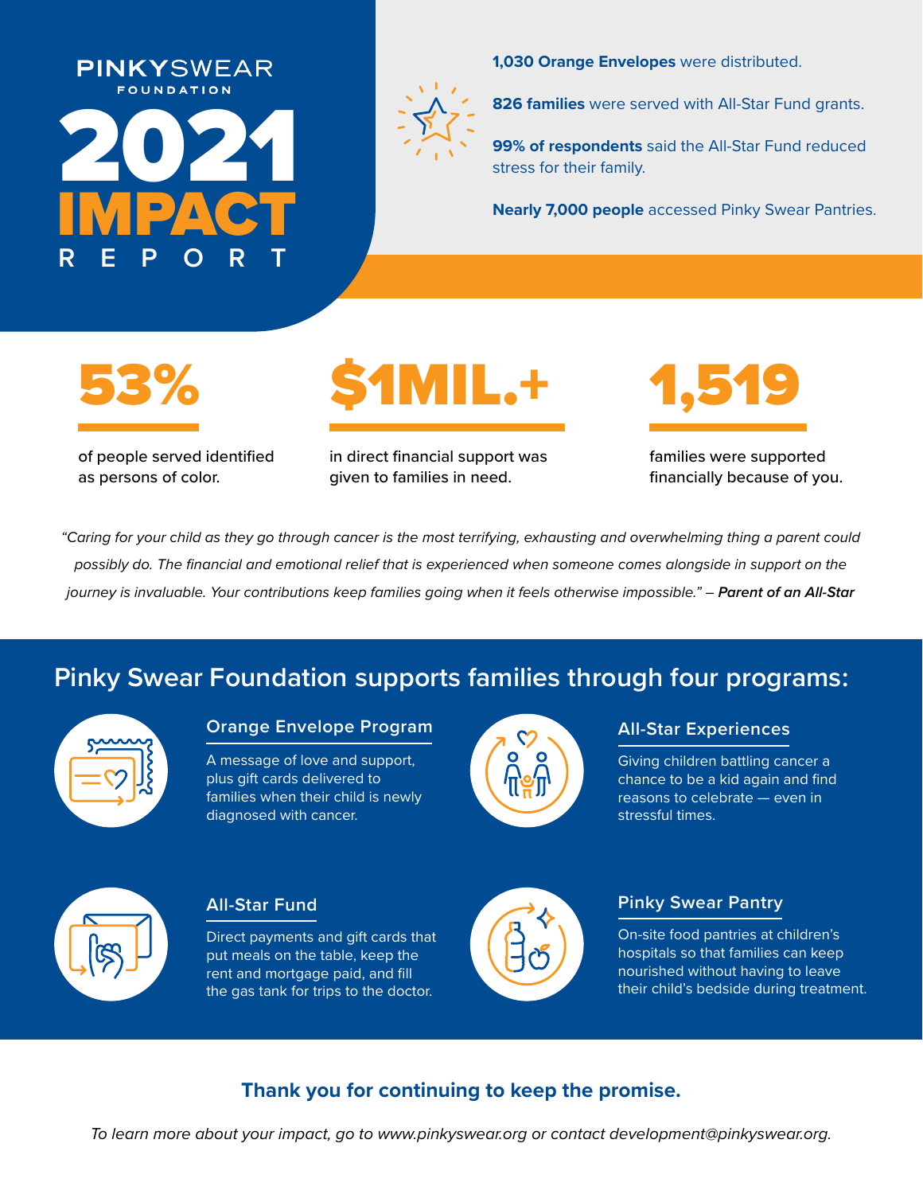PINKYSWEAR FOUNDATION

# 2021 IMPACT REPORT

**1,030 Orange Envelopes** were distributed.

**826 families** were served with All-Star Fund grants.

**99% of respondents** said the All-Star Fund reduced stress for their family.

**Nearly 7,000 people** accessed Pinky Swear Pantries.

**53%**

of people served identified as persons of color.

**$1MIL.+**

in direct financial support was given to families in need.

**1,519**

families were supported financially because of you.

*“Caring for your child as they go through cancer is the most terrifying, exhausting and overwhelming thing a parent could possibly do. The financial and emotional relief that is experienced when someone comes alongside in support on the journey is invaluable. Your contributions keep families going when it feels otherwise impossible.” – **Parent of an All-Star***

## Pinky Swear Foundation supports families through four programs:

### Orange Envelope Program

A message of love and support, plus gift cards delivered to families when their child is newly diagnosed with cancer.

### All-Star Experiences

Giving children battling cancer a chance to be a kid again and find reasons to celebrate — even in stressful times.

### All-Star Fund

Direct payments and gift cards that put meals on the table, keep the rent and mortgage paid, and fill the gas tank for trips to the doctor.

### Pinky Swear Pantry

On-site food pantries at children’s hospitals so that families can keep nourished without having to leave their child’s bedside during treatment.

**Thank you for continuing to keep the promise.**

*To learn more about your impact, go to www.pinkyswear.org or contact development@pinkyswear.org.*